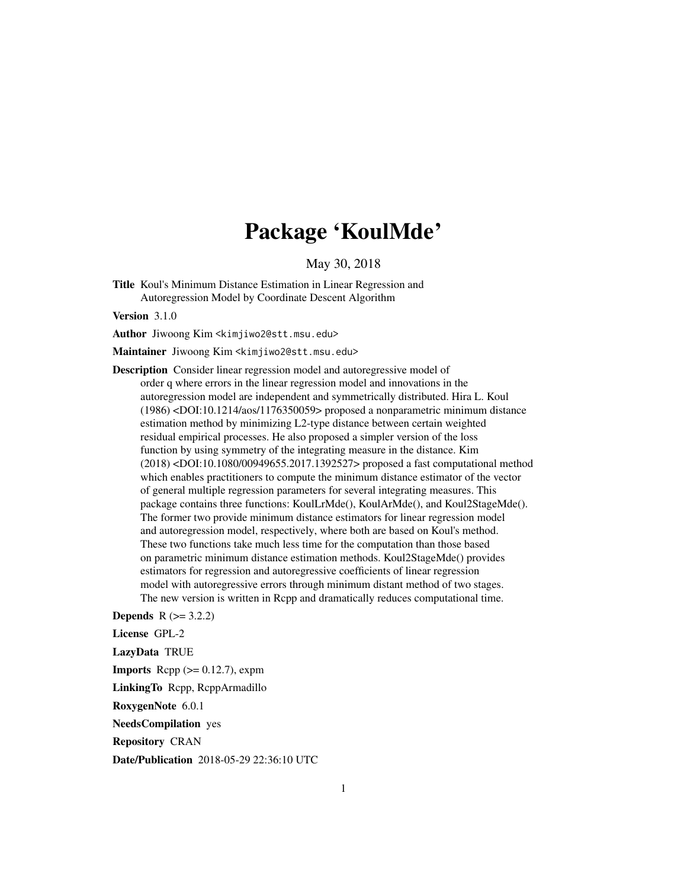# Package 'KoulMde'

May 30, 2018

**Title** Koul's Minimum Distance Estimation in Linear Regression and Autoregression Model by Coordinate Descent Algorithm

**Version** 3.1.0

**Author** Jiwoong Kim <kimjiwo2@stt.msu.edu>

**Maintainer** Jiwoong Kim <kimjiwo2@stt.msu.edu>

**Description** Consider linear regression model and autoregressive model of order q where errors in the linear regression model and innovations in the autoregression model are independent and symmetrically distributed. Hira L. Koul (1986) <DOI:10.1214/aos/1176350059> proposed a nonparametric minimum distance estimation method by minimizing L2-type distance between certain weighted residual empirical processes. He also proposed a simpler version of the loss function by using symmetry of the integrating measure in the distance. Kim (2018) <DOI:10.1080/00949655.2017.1392527> proposed a fast computational method which enables practitioners to compute the minimum distance estimator of the vector of general multiple regression parameters for several integrating measures. This package contains three functions: KoulLrMde(), KoulArMde(), and Koul2StageMde(). The former two provide minimum distance estimators for linear regression model and autoregression model, respectively, where both are based on Koul's method. These two functions take much less time for the computation than those based on parametric minimum distance estimation methods. Koul2StageMde() provides estimators for regression and autoregressive coefficients of linear regression model with autoregressive errors through minimum distant method of two stages. The new version is written in Rcpp and dramatically reduces computational time.

**Depends** R (>= 3.2.2)

**License** GPL-2

**LazyData** TRUE

**Imports** Rcpp (>= 0.12.7), expm

**LinkingTo** Rcpp, RcppArmadillo

**RoxygenNote** 6.0.1

**NeedsCompilation** yes

**Repository** CRAN

**Date/Publication** 2018-05-29 22:36:10 UTC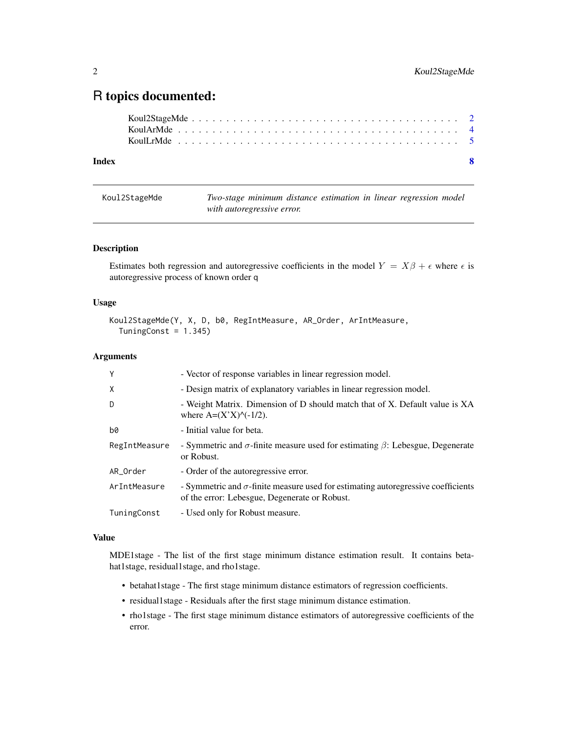# R topics documented:

- Koul2StageMde . . . . . . . . . . . . . . . . . . . . . . . . . . . . . . . . . . . . . . 2
- KoulArMde . . . . . . . . . . . . . . . . . . . . . . . . . . . . . . . . . . . . . . . 4
- KoulLrMde . . . . . . . . . . . . . . . . . . . . . . . . . . . . . . . . . . . . . . . 5

**Index** **8**

---

## Koul2StageMde — *Two-stage minimum distance estimation in linear regression model with autoregressive error.*

---

### Description

Estimates both regression and autoregressive coefficients in the model $Y = X\beta + \epsilon$ where $\epsilon$ is autoregressive process of known order q

### Usage

```
Koul2StageMde(Y, X, D, b0, RegIntMeasure, AR_Order, ArIntMeasure,
  TuningConst = 1.345)
```

### Arguments

| | |
|---|---|
| `Y` | - Vector of response variables in linear regression model. |
| `X` | - Design matrix of explanatory variables in linear regression model. |
| `D` | - Weight Matrix. Dimension of D should match that of X. Default value is XA where A=(X'X)^(-1/2). |
| `b0` | - Initial value for beta. |
| `RegIntMeasure` | - Symmetric and $\sigma$-finite measure used for estimating $\beta$: Lebesgue, Degenerate or Robust. |
| `AR_Order` | - Order of the autoregressive error. |
| `ArIntMeasure` | - Symmetric and $\sigma$-finite measure used for estimating autoregressive coefficients of the error: Lebesgue, Degenerate or Robust. |
| `TuningConst` | - Used only for Robust measure. |

### Value

MDE1stage - The list of the first stage minimum distance estimation result. It contains betahat1stage, residual1stage, and rho1stage.

- betahat1stage - The first stage minimum distance estimators of regression coefficients.
- residual1stage - Residuals after the first stage minimum distance estimation.
- rho1stage - The first stage minimum distance estimators of autoregressive coefficients of the error.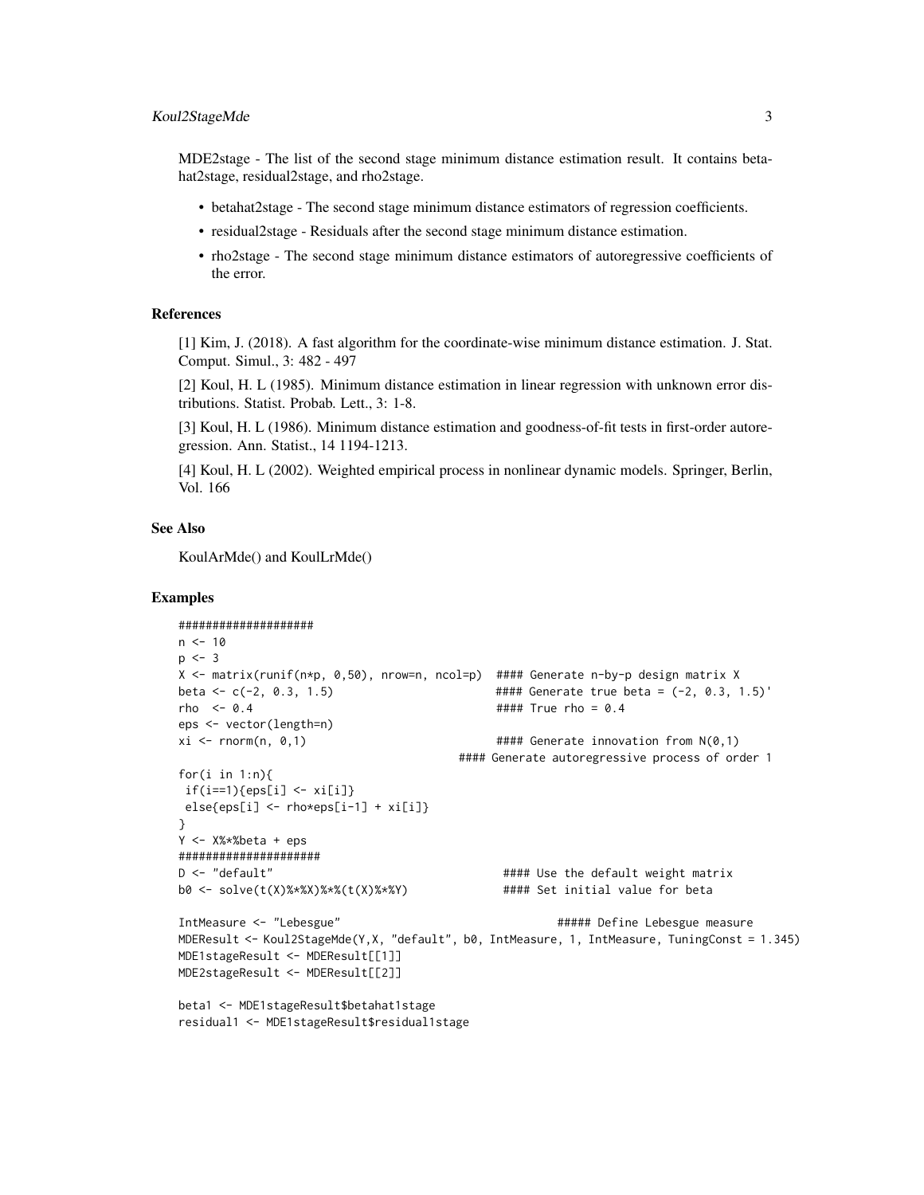MDE2stage - The list of the second stage minimum distance estimation result. It contains betahat2stage, residual2stage, and rho2stage.

- betahat2stage - The second stage minimum distance estimators of regression coefficients.
- residual2stage - Residuals after the second stage minimum distance estimation.
- rho2stage - The second stage minimum distance estimators of autoregressive coefficients of the error.

## References

[1] Kim, J. (2018). A fast algorithm for the coordinate-wise minimum distance estimation. J. Stat. Comput. Simul., 3: 482 - 497

[2] Koul, H. L (1985). Minimum distance estimation in linear regression with unknown error distributions. Statist. Probab. Lett., 3: 1-8.

[3] Koul, H. L (1986). Minimum distance estimation and goodness-of-fit tests in first-order autoregression. Ann. Statist., 14 1194-1213.

[4] Koul, H. L (2002). Weighted empirical process in nonlinear dynamic models. Springer, Berlin, Vol. 166

## See Also

KoulArMde() and KoulLrMde()

## Examples

```
####################
n <- 10
p <- 3
X <- matrix(runif(n*p, 0,50), nrow=n, ncol=p)  #### Generate n-by-p design matrix X
beta <- c(-2, 0.3, 1.5)                        #### Generate true beta = (-2, 0.3, 1.5)'
rho  <- 0.4                                    #### True rho = 0.4
eps <- vector(length=n)
xi <- rnorm(n, 0,1)                            #### Generate innovation from N(0,1)
                                          #### Generate autoregressive process of order 1
for(i in 1:n){
 if(i==1){eps[i] <- xi[i]}
 else{eps[i] <- rho*eps[i-1] + xi[i]}
}
Y <- X%*%beta + eps
#####################
D <- "default"                                  #### Use the default weight matrix
b0 <- solve(t(X)%*%X)%*%(t(X)%*%Y)              #### Set initial value for beta

IntMeasure <- "Lebesgue"                                 ##### Define Lebesgue measure
MDEResult <- Koul2StageMde(Y,X, "default", b0, IntMeasure, 1, IntMeasure, TuningConst = 1.345)
MDE1stageResult <- MDEResult[[1]]
MDE2stageResult <- MDEResult[[2]]

beta1 <- MDE1stageResult$betahat1stage
residual1 <- MDE1stageResult$residual1stage
```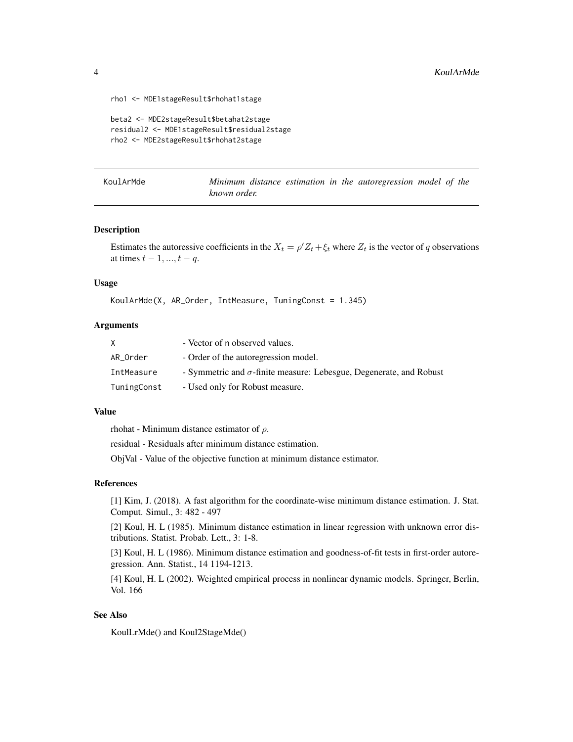```
rho1 <- MDE1stageResult$rhohat1stage

beta2 <- MDE2stageResult$betahat2stage
residual2 <- MDE1stageResult$residual2stage
rho2 <- MDE2stageResult$rhohat2stage
```

## KoulArMde *Minimum distance estimation in the autoregression model of the known order.*

### Description

Estimates the autoressive coefficients in the $X_t = \rho' Z_t + \xi_t$ where $Z_t$ is the vector of $q$ observations at times $t-1, ..., t-q$.

### Usage

```
KoulArMde(X, AR_Order, IntMeasure, TuningConst = 1.345)
```

### Arguments

| | |
|---|---|
| X | - Vector of n observed values. |
| AR_Order | - Order of the autoregression model. |
| IntMeasure | - Symmetric and $\sigma$-finite measure: Lebesgue, Degenerate, and Robust |
| TuningConst | - Used only for Robust measure. |

### Value

rhohat - Minimum distance estimator of $\rho$.

residual - Residuals after minimum distance estimation.

ObjVal - Value of the objective function at minimum distance estimator.

### References

[1] Kim, J. (2018). A fast algorithm for the coordinate-wise minimum distance estimation. J. Stat. Comput. Simul., 3: 482 - 497

[2] Koul, H. L (1985). Minimum distance estimation in linear regression with unknown error distributions. Statist. Probab. Lett., 3: 1-8.

[3] Koul, H. L (1986). Minimum distance estimation and goodness-of-fit tests in first-order autoregression. Ann. Statist., 14 1194-1213.

[4] Koul, H. L (2002). Weighted empirical process in nonlinear dynamic models. Springer, Berlin, Vol. 166

### See Also

KoulLrMde() and Koul2StageMde()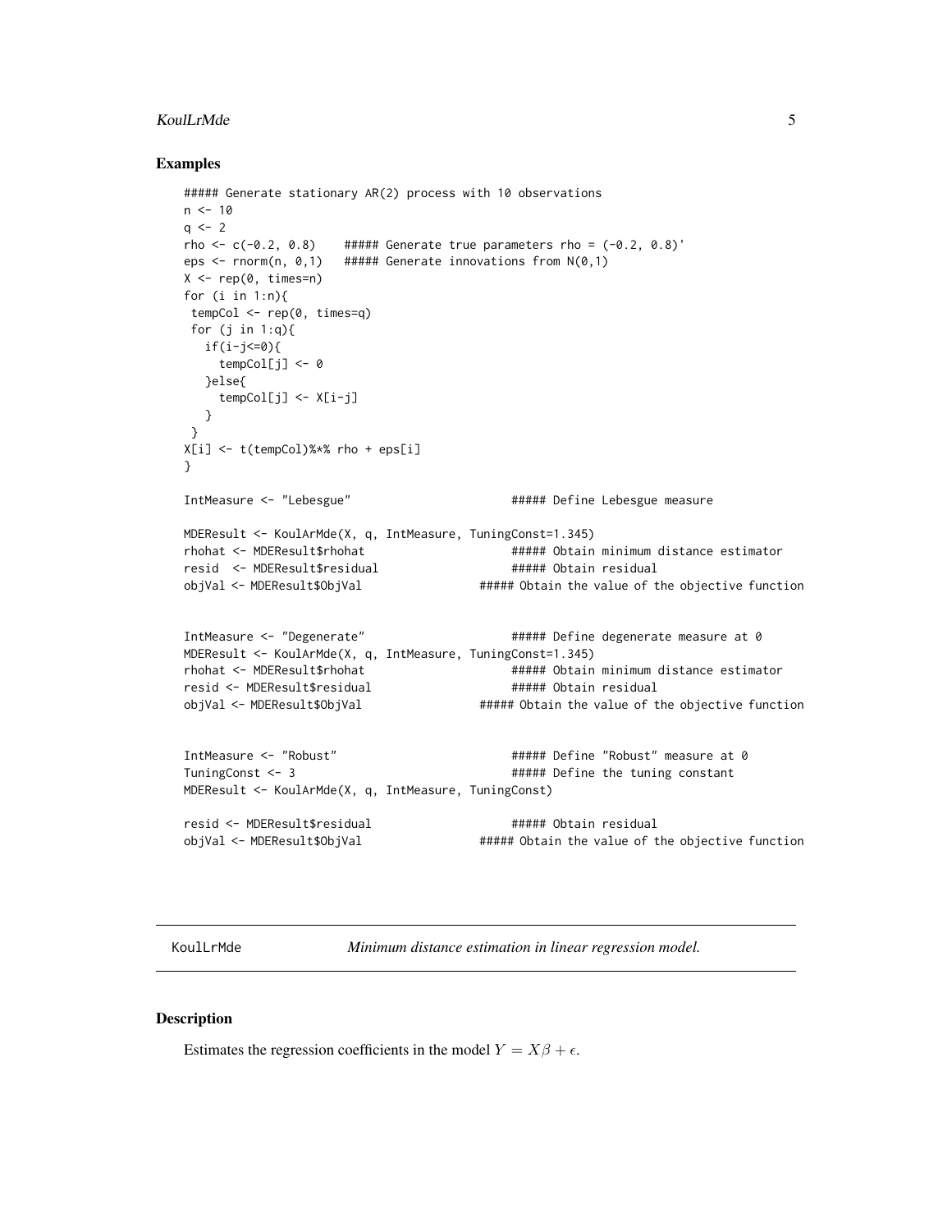### Examples

```
##### Generate stationary AR(2) process with 10 observations
n <- 10
q <- 2
rho <- c(-0.2, 0.8)    ##### Generate true parameters rho = (-0.2, 0.8)'
eps <- rnorm(n, 0,1)   ##### Generate innovations from N(0,1)
X <- rep(0, times=n)
for (i in 1:n){
 tempCol <- rep(0, times=q)
 for (j in 1:q){
   if(i-j<=0){
     tempCol[j] <- 0
   }else{
     tempCol[j] <- X[i-j]
   }
 }
X[i] <- t(tempCol)%*% rho + eps[i]
}

IntMeasure <- "Lebesgue"                       ##### Define Lebesgue measure

MDEResult <- KoulArMde(X, q, IntMeasure, TuningConst=1.345)
rhohat <- MDEResult$rhohat                     ##### Obtain minimum distance estimator
resid  <- MDEResult$residual                   ##### Obtain residual
objVal <- MDEResult$ObjVal                ##### Obtain the value of the objective function


IntMeasure <- "Degenerate"                     ##### Define degenerate measure at 0
MDEResult <- KoulArMde(X, q, IntMeasure, TuningConst=1.345)
rhohat <- MDEResult$rhohat                     ##### Obtain minimum distance estimator
resid <- MDEResult$residual                    ##### Obtain residual
objVal <- MDEResult$ObjVal                ##### Obtain the value of the objective function


IntMeasure <- "Robust"                         ##### Define "Robust" measure at 0
TuningConst <- 3                               ##### Define the tuning constant
MDEResult <- KoulArMde(X, q, IntMeasure, TuningConst)

resid <- MDEResult$residual                    ##### Obtain residual
objVal <- MDEResult$ObjVal                ##### Obtain the value of the objective function
```

---

## KoulLrMde — *Minimum distance estimation in linear regression model.*

---

### Description

Estimates the regression coefficients in the model $Y = X\beta + \epsilon$.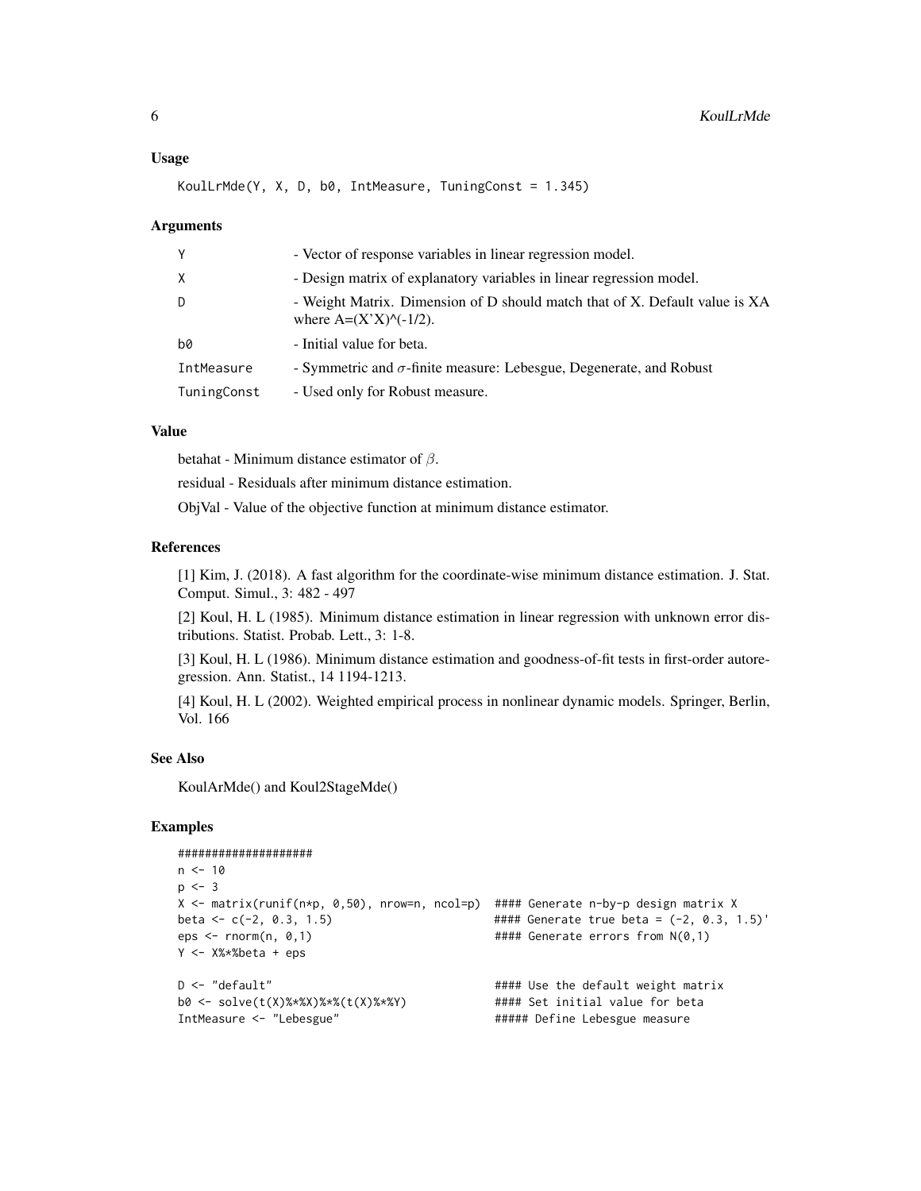### Usage

```
KoulLrMde(Y, X, D, b0, IntMeasure, TuningConst = 1.345)
```

### Arguments

| | |
|---|---|
| Y | - Vector of response variables in linear regression model. |
| X | - Design matrix of explanatory variables in linear regression model. |
| D | - Weight Matrix. Dimension of D should match that of X. Default value is XA where A=(X'X)^(-1/2). |
| b0 | - Initial value for beta. |
| IntMeasure | - Symmetric and $\sigma$-finite measure: Lebesgue, Degenerate, and Robust |
| TuningConst | - Used only for Robust measure. |

### Value

betahat - Minimum distance estimator of $\beta$.

residual - Residuals after minimum distance estimation.

ObjVal - Value of the objective function at minimum distance estimator.

### References

[1] Kim, J. (2018). A fast algorithm for the coordinate-wise minimum distance estimation. J. Stat. Comput. Simul., 3: 482 - 497

[2] Koul, H. L (1985). Minimum distance estimation in linear regression with unknown error distributions. Statist. Probab. Lett., 3: 1-8.

[3] Koul, H. L (1986). Minimum distance estimation and goodness-of-fit tests in first-order autoregression. Ann. Statist., 14 1194-1213.

[4] Koul, H. L (2002). Weighted empirical process in nonlinear dynamic models. Springer, Berlin, Vol. 166

### See Also

KoulArMde() and Koul2StageMde()

### Examples

```
####################
n <- 10
p <- 3
X <- matrix(runif(n*p, 0,50), nrow=n, ncol=p)  #### Generate n-by-p design matrix X
beta <- c(-2, 0.3, 1.5)                        #### Generate true beta = (-2, 0.3, 1.5)'
eps <- rnorm(n, 0,1)                           #### Generate errors from N(0,1)
Y <- X%*%beta + eps

D <- "default"                                 #### Use the default weight matrix
b0 <- solve(t(X)%*%X)%*%(t(X)%*%Y)             #### Set initial value for beta
IntMeasure <- "Lebesgue"                       ##### Define Lebesgue measure
```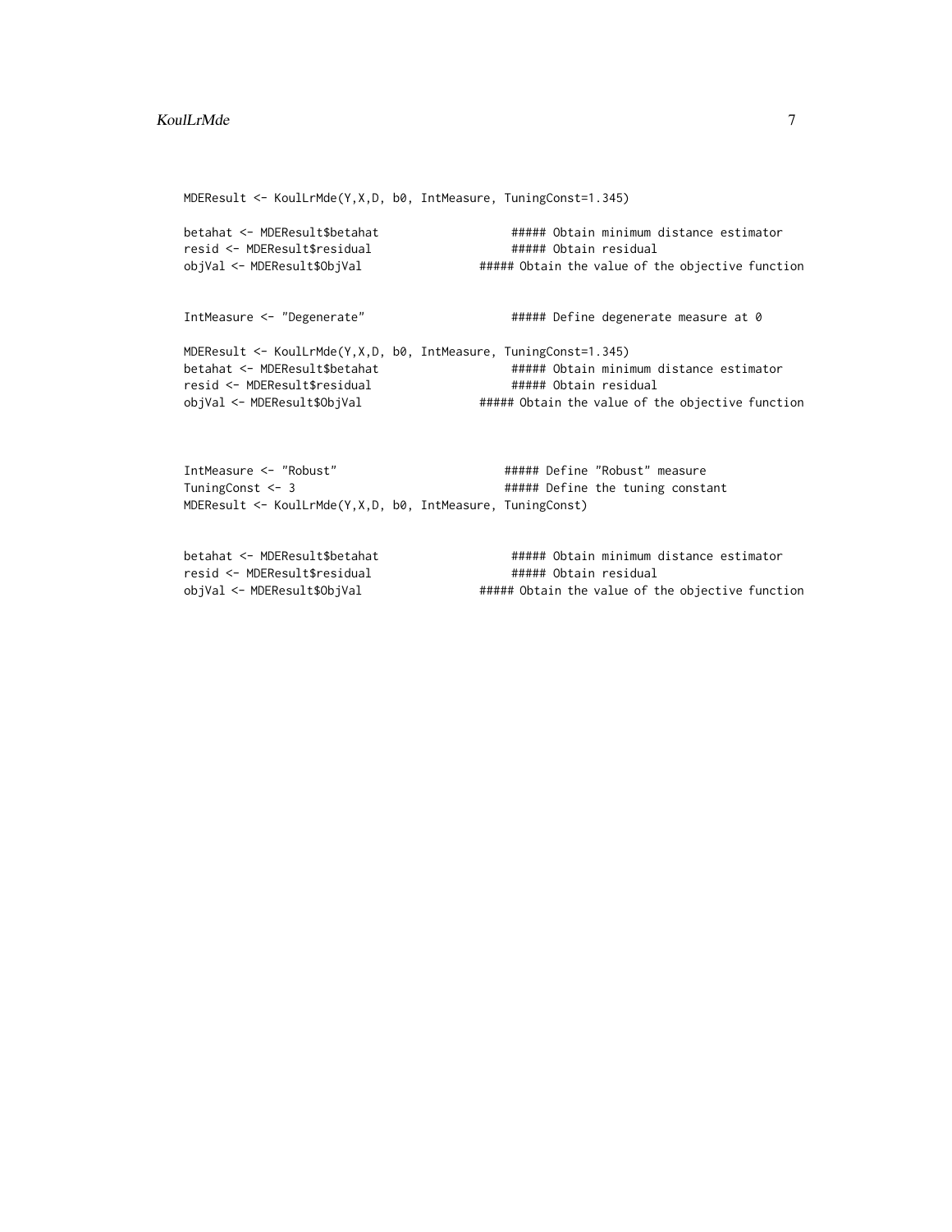```
MDEResult <- KoulLrMde(Y,X,D, b0, IntMeasure, TuningConst=1.345)

betahat <- MDEResult$betahat                  ##### Obtain minimum distance estimator
resid <- MDEResult$residual                   ##### Obtain residual
objVal <- MDEResult$ObjVal                ##### Obtain the value of the objective function


IntMeasure <- "Degenerate"                    ##### Define degenerate measure at 0

MDEResult <- KoulLrMde(Y,X,D, b0, IntMeasure, TuningConst=1.345)
betahat <- MDEResult$betahat                  ##### Obtain minimum distance estimator
resid <- MDEResult$residual                   ##### Obtain residual
objVal <- MDEResult$ObjVal                ##### Obtain the value of the objective function



IntMeasure <- "Robust"                        ##### Define "Robust" measure
TuningConst <- 3                              ##### Define the tuning constant
MDEResult <- KoulLrMde(Y,X,D, b0, IntMeasure, TuningConst)


betahat <- MDEResult$betahat                  ##### Obtain minimum distance estimator
resid <- MDEResult$residual                   ##### Obtain residual
objVal <- MDEResult$ObjVal                ##### Obtain the value of the objective function
```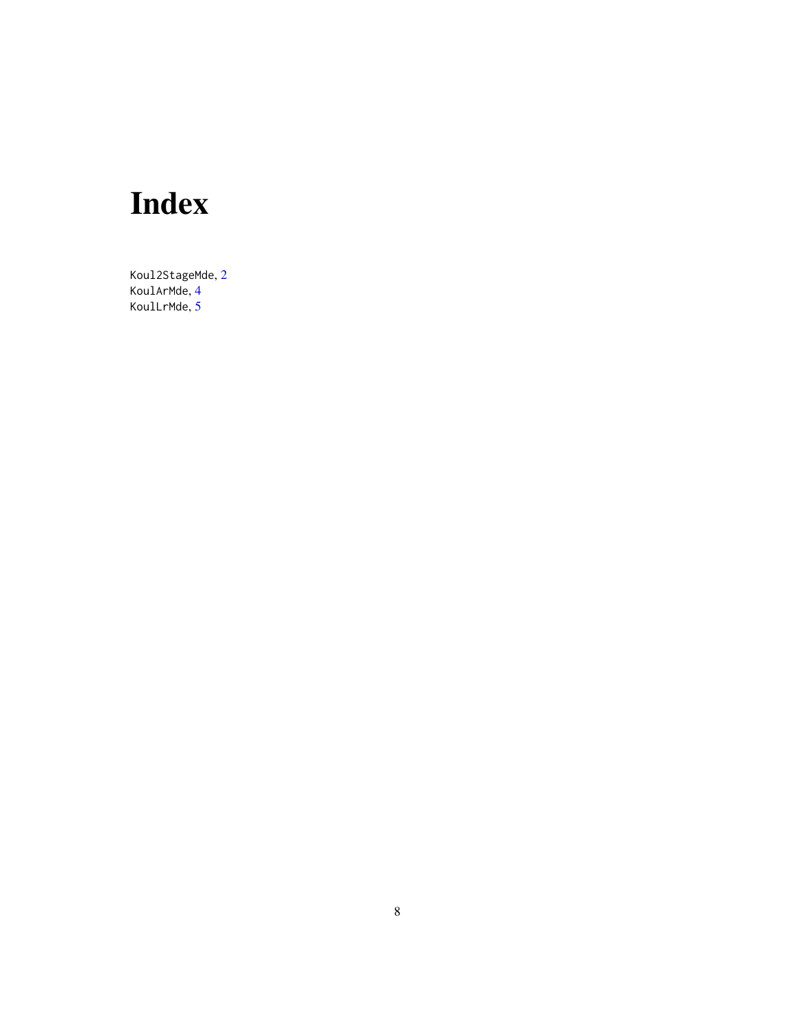# Index

Koul2StageMde, 2
KoulArMde, 4
KoulLrMde, 5